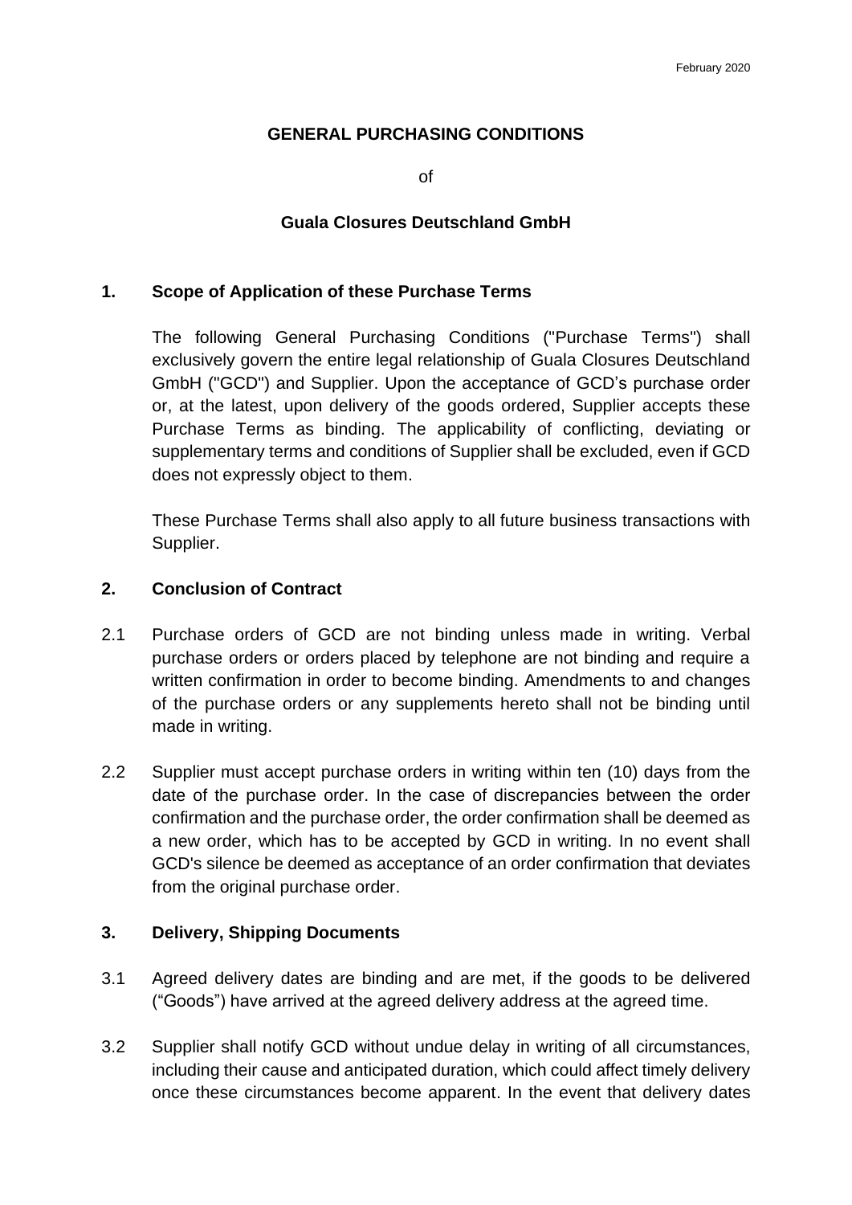February 2020

# GENERAL PURCHASING CONDITIONS

of

# Guala Closures Deutschland GmbH

## 1. Scope of Application of these Purchase Terms

The following General Purchasing Conditions ("Purchase Terms") shall exclusively govern the entire legal relationship of Guala Closures Deutschland GmbH ("GCD") and Supplier. Upon the acceptance of GCD's purchase order or, at the latest, upon delivery of the goods ordered, Supplier accepts these Purchase Terms as binding. The applicability of conflicting, deviating or supplementary terms and conditions of Supplier shall be excluded, even if GCD does not expressly object to them.

These Purchase Terms shall also apply to all future business transactions with Supplier.

## 2. Conclusion of Contract

2.1 Purchase orders of GCD are not binding unless made in writing. Verbal purchase orders or orders placed by telephone are not binding and require a written confirmation in order to become binding. Amendments to and changes of the purchase orders or any supplements hereto shall not be binding until made in writing.

2.2 Supplier must accept purchase orders in writing within ten (10) days from the date of the purchase order. In the case of discrepancies between the order confirmation and the purchase order, the order confirmation shall be deemed as a new order, which has to be accepted by GCD in writing. In no event shall GCD's silence be deemed as acceptance of an order confirmation that deviates from the original purchase order.

## 3. Delivery, Shipping Documents

3.1 Agreed delivery dates are binding and are met, if the goods to be delivered ("Goods") have arrived at the agreed delivery address at the agreed time.

3.2 Supplier shall notify GCD without undue delay in writing of all circumstances, including their cause and anticipated duration, which could affect timely delivery once these circumstances become apparent. In the event that delivery dates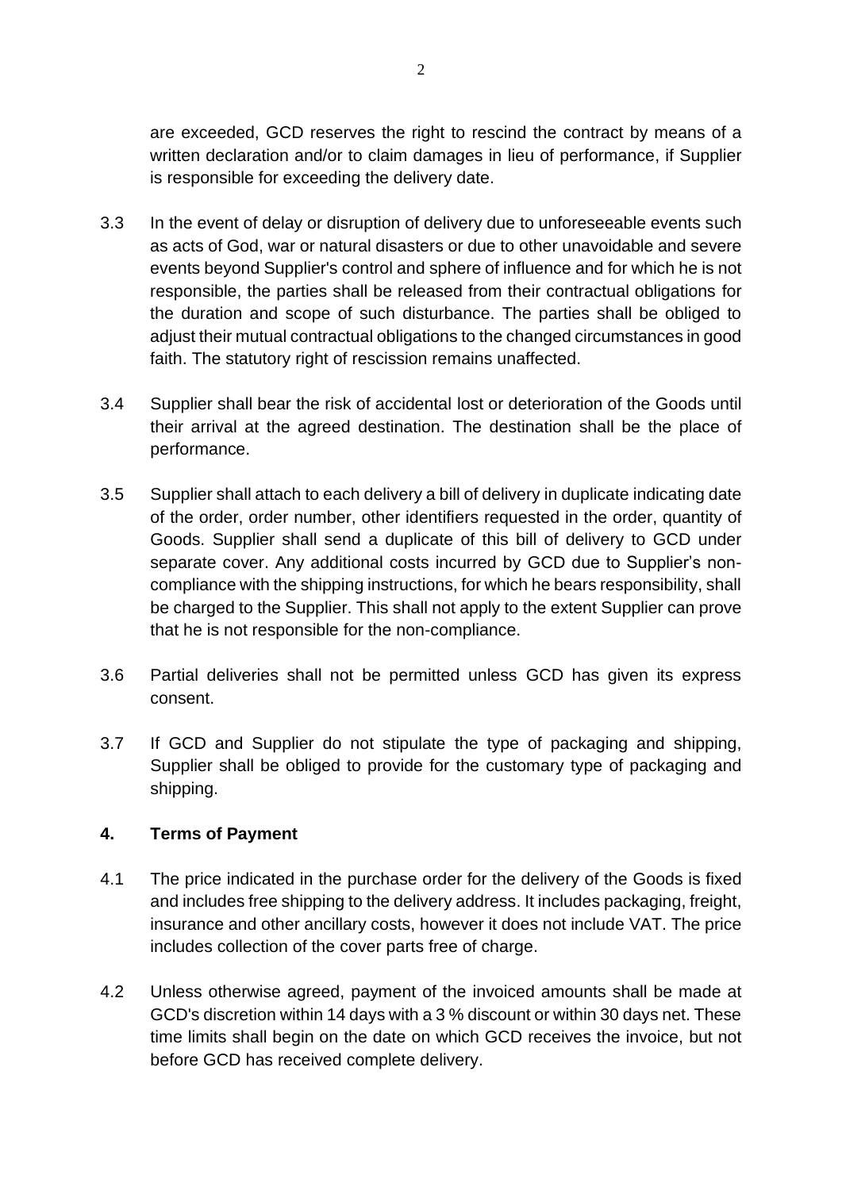are exceeded, GCD reserves the right to rescind the contract by means of a written declaration and/or to claim damages in lieu of performance, if Supplier is responsible for exceeding the delivery date.

3.3 In the event of delay or disruption of delivery due to unforeseeable events such as acts of God, war or natural disasters or due to other unavoidable and severe events beyond Supplier's control and sphere of influence and for which he is not responsible, the parties shall be released from their contractual obligations for the duration and scope of such disturbance. The parties shall be obliged to adjust their mutual contractual obligations to the changed circumstances in good faith. The statutory right of rescission remains unaffected.

3.4 Supplier shall bear the risk of accidental lost or deterioration of the Goods until their arrival at the agreed destination. The destination shall be the place of performance.

3.5 Supplier shall attach to each delivery a bill of delivery in duplicate indicating date of the order, order number, other identifiers requested in the order, quantity of Goods. Supplier shall send a duplicate of this bill of delivery to GCD under separate cover. Any additional costs incurred by GCD due to Supplier's non-compliance with the shipping instructions, for which he bears responsibility, shall be charged to the Supplier. This shall not apply to the extent Supplier can prove that he is not responsible for the non-compliance.

3.6 Partial deliveries shall not be permitted unless GCD has given its express consent.

3.7 If GCD and Supplier do not stipulate the type of packaging and shipping, Supplier shall be obliged to provide for the customary type of packaging and shipping.

## 4. Terms of Payment

4.1 The price indicated in the purchase order for the delivery of the Goods is fixed and includes free shipping to the delivery address. It includes packaging, freight, insurance and other ancillary costs, however it does not include VAT. The price includes collection of the cover parts free of charge.

4.2 Unless otherwise agreed, payment of the invoiced amounts shall be made at GCD's discretion within 14 days with a 3 % discount or within 30 days net. These time limits shall begin on the date on which GCD receives the invoice, but not before GCD has received complete delivery.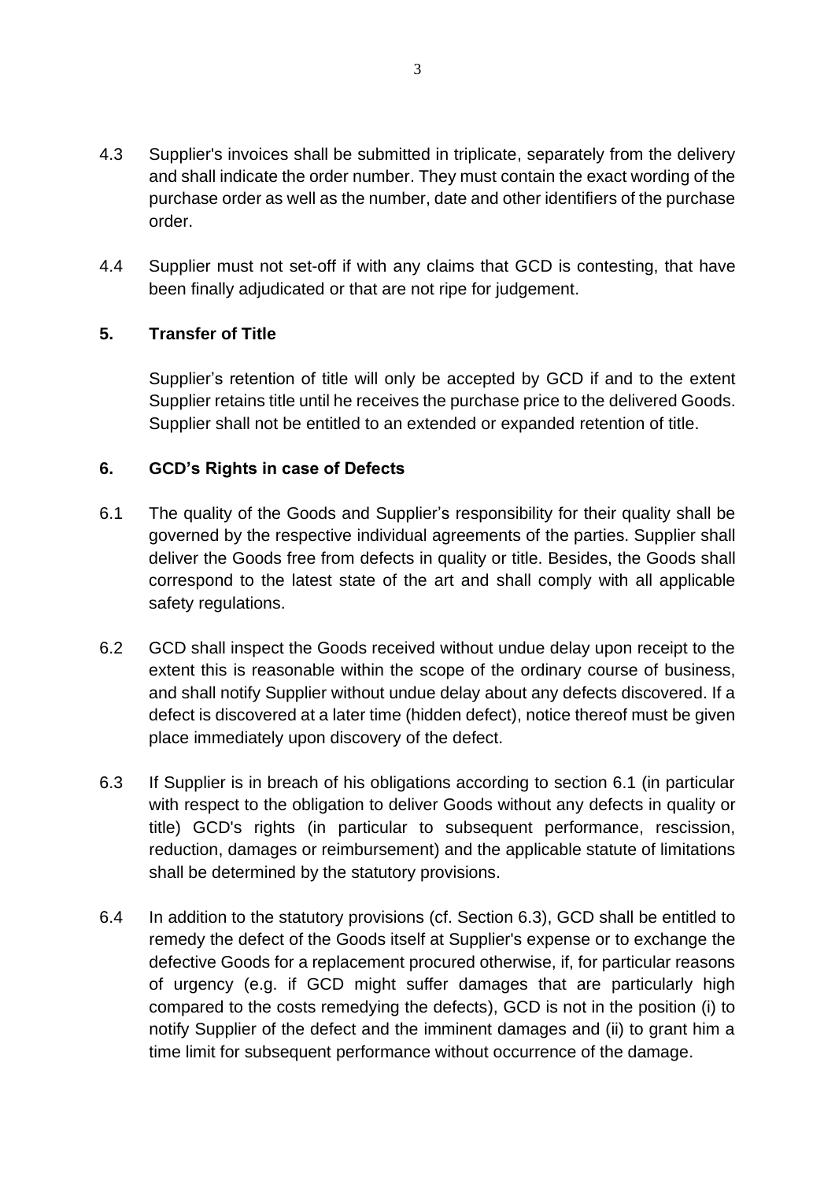4.3 Supplier's invoices shall be submitted in triplicate, separately from the delivery and shall indicate the order number. They must contain the exact wording of the purchase order as well as the number, date and other identifiers of the purchase order.

4.4 Supplier must not set-off if with any claims that GCD is contesting, that have been finally adjudicated or that are not ripe for judgement.

## 5. Transfer of Title

Supplier's retention of title will only be accepted by GCD if and to the extent Supplier retains title until he receives the purchase price to the delivered Goods. Supplier shall not be entitled to an extended or expanded retention of title.

## 6. GCD's Rights in case of Defects

6.1 The quality of the Goods and Supplier's responsibility for their quality shall be governed by the respective individual agreements of the parties. Supplier shall deliver the Goods free from defects in quality or title. Besides, the Goods shall correspond to the latest state of the art and shall comply with all applicable safety regulations.

6.2 GCD shall inspect the Goods received without undue delay upon receipt to the extent this is reasonable within the scope of the ordinary course of business, and shall notify Supplier without undue delay about any defects discovered. If a defect is discovered at a later time (hidden defect), notice thereof must be given place immediately upon discovery of the defect.

6.3 If Supplier is in breach of his obligations according to section 6.1 (in particular with respect to the obligation to deliver Goods without any defects in quality or title) GCD's rights (in particular to subsequent performance, rescission, reduction, damages or reimbursement) and the applicable statute of limitations shall be determined by the statutory provisions.

6.4 In addition to the statutory provisions (cf. Section 6.3), GCD shall be entitled to remedy the defect of the Goods itself at Supplier's expense or to exchange the defective Goods for a replacement procured otherwise, if, for particular reasons of urgency (e.g. if GCD might suffer damages that are particularly high compared to the costs remedying the defects), GCD is not in the position (i) to notify Supplier of the defect and the imminent damages and (ii) to grant him a time limit for subsequent performance without occurrence of the damage.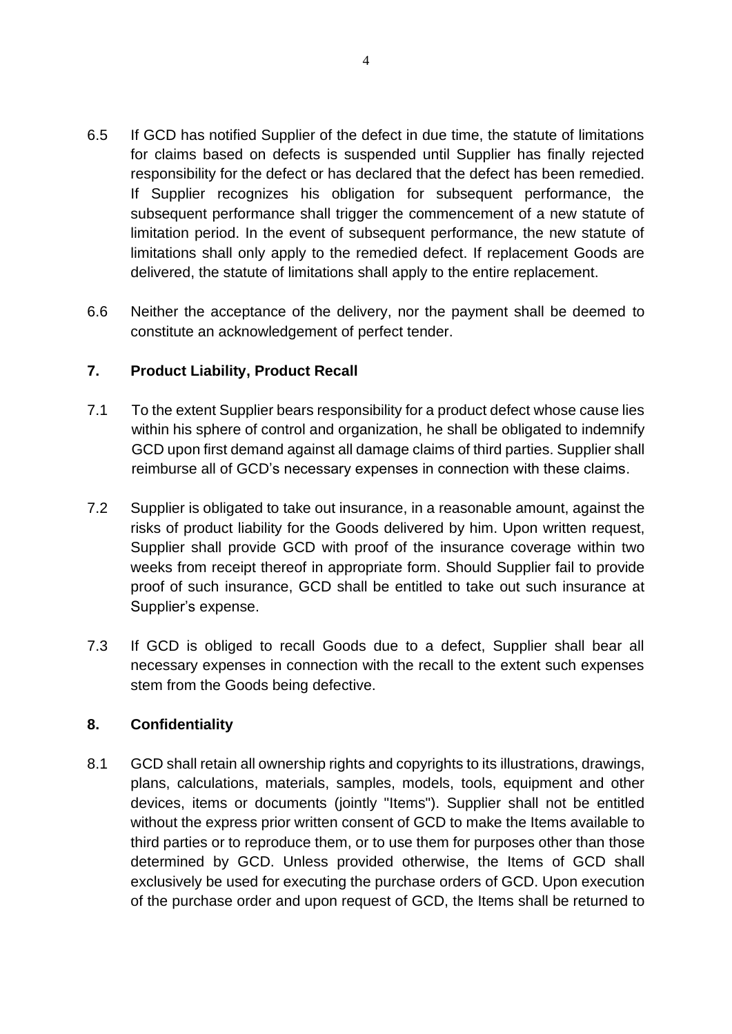6.5 If GCD has notified Supplier of the defect in due time, the statute of limitations for claims based on defects is suspended until Supplier has finally rejected responsibility for the defect or has declared that the defect has been remedied. If Supplier recognizes his obligation for subsequent performance, the subsequent performance shall trigger the commencement of a new statute of limitation period. In the event of subsequent performance, the new statute of limitations shall only apply to the remedied defect. If replacement Goods are delivered, the statute of limitations shall apply to the entire replacement.

6.6 Neither the acceptance of the delivery, nor the payment shall be deemed to constitute an acknowledgement of perfect tender.

## 7. Product Liability, Product Recall

7.1 To the extent Supplier bears responsibility for a product defect whose cause lies within his sphere of control and organization, he shall be obligated to indemnify GCD upon first demand against all damage claims of third parties. Supplier shall reimburse all of GCD's necessary expenses in connection with these claims.

7.2 Supplier is obligated to take out insurance, in a reasonable amount, against the risks of product liability for the Goods delivered by him. Upon written request, Supplier shall provide GCD with proof of the insurance coverage within two weeks from receipt thereof in appropriate form. Should Supplier fail to provide proof of such insurance, GCD shall be entitled to take out such insurance at Supplier's expense.

7.3 If GCD is obliged to recall Goods due to a defect, Supplier shall bear all necessary expenses in connection with the recall to the extent such expenses stem from the Goods being defective.

## 8. Confidentiality

8.1 GCD shall retain all ownership rights and copyrights to its illustrations, drawings, plans, calculations, materials, samples, models, tools, equipment and other devices, items or documents (jointly "Items"). Supplier shall not be entitled without the express prior written consent of GCD to make the Items available to third parties or to reproduce them, or to use them for purposes other than those determined by GCD. Unless provided otherwise, the Items of GCD shall exclusively be used for executing the purchase orders of GCD. Upon execution of the purchase order and upon request of GCD, the Items shall be returned to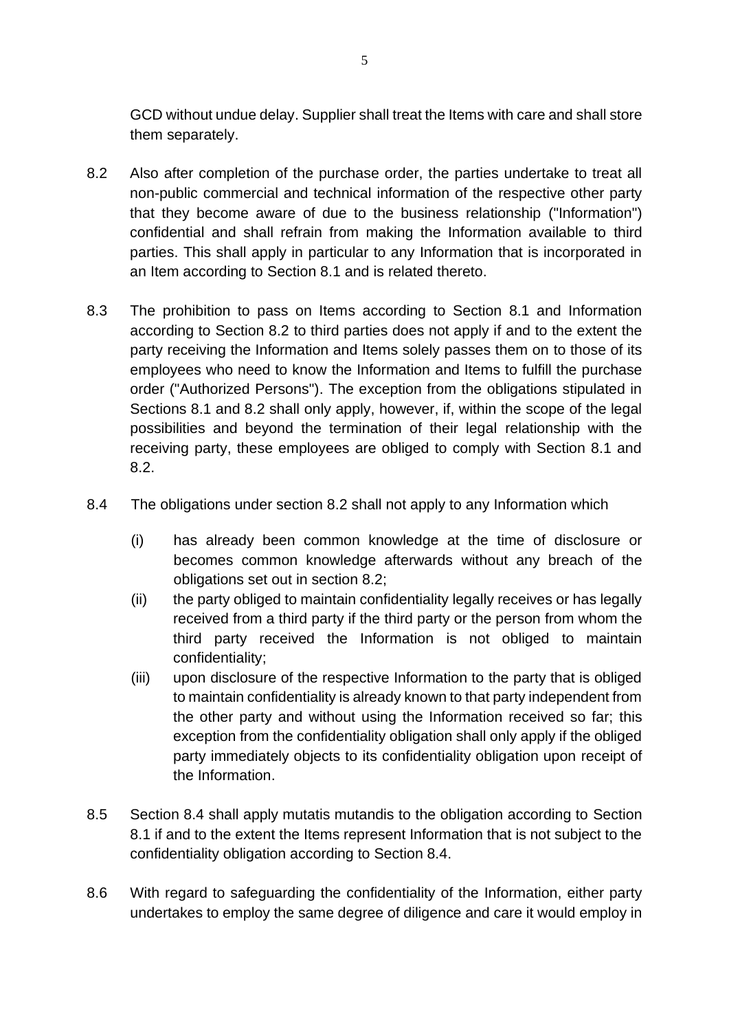GCD without undue delay. Supplier shall treat the Items with care and shall store them separately.

8.2 Also after completion of the purchase order, the parties undertake to treat all non-public commercial and technical information of the respective other party that they become aware of due to the business relationship ("Information") confidential and shall refrain from making the Information available to third parties. This shall apply in particular to any Information that is incorporated in an Item according to Section 8.1 and is related thereto.

8.3 The prohibition to pass on Items according to Section 8.1 and Information according to Section 8.2 to third parties does not apply if and to the extent the party receiving the Information and Items solely passes them on to those of its employees who need to know the Information and Items to fulfill the purchase order ("Authorized Persons"). The exception from the obligations stipulated in Sections 8.1 and 8.2 shall only apply, however, if, within the scope of the legal possibilities and beyond the termination of their legal relationship with the receiving party, these employees are obliged to comply with Section 8.1 and 8.2.

8.4 The obligations under section 8.2 shall not apply to any Information which

(i) has already been common knowledge at the time of disclosure or becomes common knowledge afterwards without any breach of the obligations set out in section 8.2;

(ii) the party obliged to maintain confidentiality legally receives or has legally received from a third party if the third party or the person from whom the third party received the Information is not obliged to maintain confidentiality;

(iii) upon disclosure of the respective Information to the party that is obliged to maintain confidentiality is already known to that party independent from the other party and without using the Information received so far; this exception from the confidentiality obligation shall only apply if the obliged party immediately objects to its confidentiality obligation upon receipt of the Information.

8.5 Section 8.4 shall apply mutatis mutandis to the obligation according to Section 8.1 if and to the extent the Items represent Information that is not subject to the confidentiality obligation according to Section 8.4.

8.6 With regard to safeguarding the confidentiality of the Information, either party undertakes to employ the same degree of diligence and care it would employ in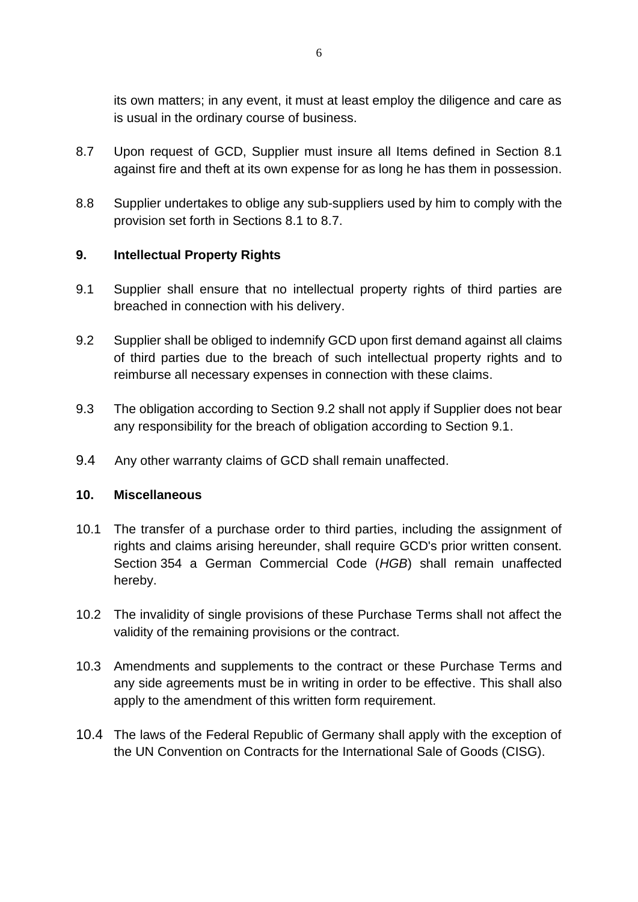its own matters; in any event, it must at least employ the diligence and care as is usual in the ordinary course of business.

8.7 Upon request of GCD, Supplier must insure all Items defined in Section 8.1 against fire and theft at its own expense for as long he has them in possession.

8.8 Supplier undertakes to oblige any sub-suppliers used by him to comply with the provision set forth in Sections 8.1 to 8.7.

## 9. Intellectual Property Rights

9.1 Supplier shall ensure that no intellectual property rights of third parties are breached in connection with his delivery.

9.2 Supplier shall be obliged to indemnify GCD upon first demand against all claims of third parties due to the breach of such intellectual property rights and to reimburse all necessary expenses in connection with these claims.

9.3 The obligation according to Section 9.2 shall not apply if Supplier does not bear any responsibility for the breach of obligation according to Section 9.1.

9.4 Any other warranty claims of GCD shall remain unaffected.

## 10. Miscellaneous

10.1 The transfer of a purchase order to third parties, including the assignment of rights and claims arising hereunder, shall require GCD's prior written consent. Section 354 a German Commercial Code (*HGB*) shall remain unaffected hereby.

10.2 The invalidity of single provisions of these Purchase Terms shall not affect the validity of the remaining provisions or the contract.

10.3 Amendments and supplements to the contract or these Purchase Terms and any side agreements must be in writing in order to be effective. This shall also apply to the amendment of this written form requirement.

10.4 The laws of the Federal Republic of Germany shall apply with the exception of the UN Convention on Contracts for the International Sale of Goods (CISG).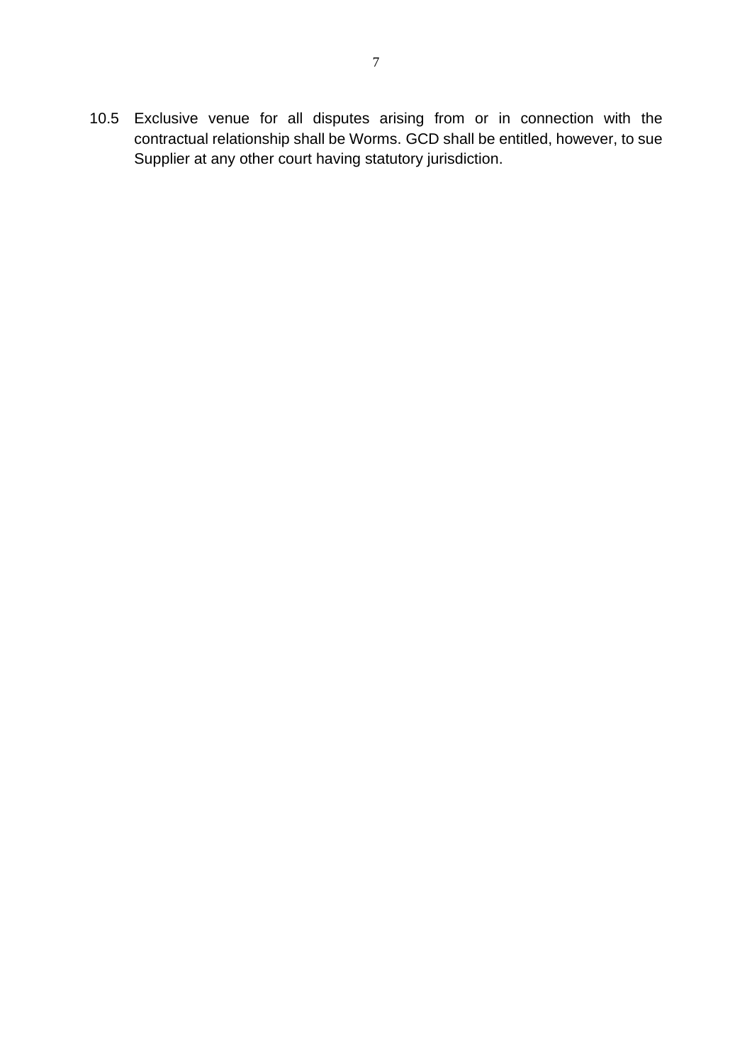10.5 Exclusive venue for all disputes arising from or in connection with the contractual relationship shall be Worms. GCD shall be entitled, however, to sue Supplier at any other court having statutory jurisdiction.